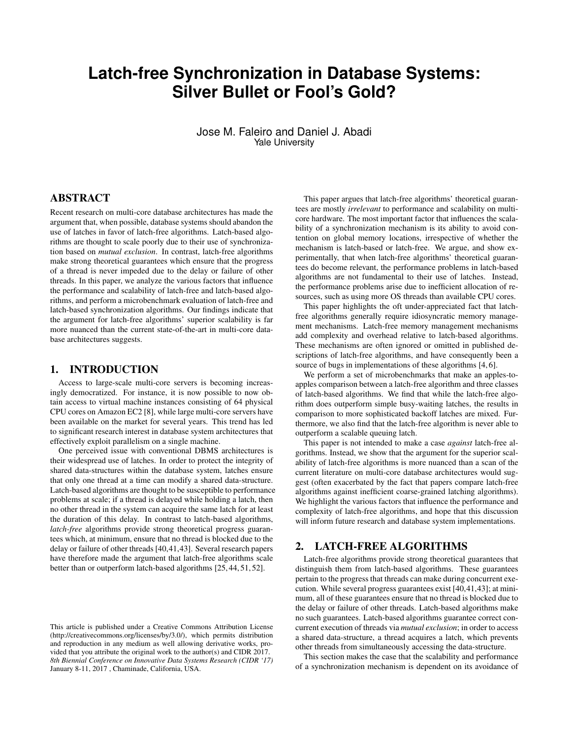# Latch-free Synchronization in Database Systems: Silver Bullet or Fool's Gold?

Jose M. Faleiro and Daniel J. Abadi
Yale University

## ABSTRACT

Recent research on multi-core database architectures has made the argument that, when possible, database systems should abandon the use of latches in favor of latch-free algorithms. Latch-based algorithms are thought to scale poorly due to their use of synchronization based on *mutual exclusion*. In contrast, latch-free algorithms make strong theoretical guarantees which ensure that the progress of a thread is never impeded due to the delay or failure of other threads. In this paper, we analyze the various factors that influence the performance and scalability of latch-free and latch-based algorithms, and perform a microbenchmark evaluation of latch-free and latch-based synchronization algorithms. Our findings indicate that the argument for latch-free algorithms' superior scalability is far more nuanced than the current state-of-the-art in multi-core database architectures suggests.

## 1. INTRODUCTION

Access to large-scale multi-core servers is becoming increasingly democratized. For instance, it is now possible to now obtain access to virtual machine instances consisting of 64 physical CPU cores on Amazon EC2 [8], while large multi-core servers have been available on the market for several years. This trend has led to significant research interest in database system architectures that effectively exploit parallelism on a single machine.

One perceived issue with conventional DBMS architectures is their widespread use of latches. In order to protect the integrity of shared data-structures within the database system, latches ensure that only one thread at a time can modify a shared data-structure. Latch-based algorithms are thought to be susceptible to performance problems at scale; if a thread is delayed while holding a latch, then no other thread in the system can acquire the same latch for at least the duration of this delay. In contrast to latch-based algorithms, *latch-free* algorithms provide strong theoretical progress guarantees which, at minimum, ensure that no thread is blocked due to the delay or failure of other threads [40,41,43]. Several research papers have therefore made the argument that latch-free algorithms scale better than or outperform latch-based algorithms [25,44,51,52].

This paper argues that latch-free algorithms' theoretical guarantees are mostly *irrelevant* to performance and scalability on multi-core hardware. The most important factor that influences the scalability of a synchronization mechanism is its ability to avoid contention on global memory locations, irrespective of whether the mechanism is latch-based or latch-free. We argue, and show experimentally, that when latch-free algorithms' theoretical guarantees do become relevant, the performance problems in latch-based algorithms are not fundamental to their use of latches. Instead, the performance problems arise due to inefficient allocation of resources, such as using more OS threads than available CPU cores.

This paper highlights the oft under-appreciated fact that latch-free algorithms generally require idiosyncratic memory management mechanisms. Latch-free memory management mechanisms add complexity and overhead relative to latch-based algorithms. These mechanisms are often ignored or omitted in published descriptions of latch-free algorithms, and have consequently been a source of bugs in implementations of these algorithms [4,6].

We perform a set of microbenchmarks that make an apples-to-apples comparison between a latch-free algorithm and three classes of latch-based algorithms. We find that while the latch-free algorithm does outperform simple busy-waiting latches, the results in comparison to more sophisticated backoff latches are mixed. Furthermore, we also find that the latch-free algorithm is never able to outperform a scalable queuing latch.

This paper is not intended to make a case *against* latch-free algorithms. Instead, we show that the argument for the superior scalability of latch-free algorithms is more nuanced than a scan of the current literature on multi-core database architectures would suggest (often exacerbated by the fact that papers compare latch-free algorithms against inefficient coarse-grained latching algorithms). We highlight the various factors that influence the performance and complexity of latch-free algorithms, and hope that this discussion will inform future research and database system implementations.

## 2. LATCH-FREE ALGORITHMS

Latch-free algorithms provide strong theoretical guarantees that distinguish them from latch-based algorithms. These guarantees pertain to the progress that threads can make during concurrent execution. While several progress guarantees exist [40,41,43]; at minimum, all of these guarantees ensure that no thread is blocked due to the delay or failure of other threads. Latch-based algorithms make no such guarantees. Latch-based algorithms guarantee correct concurrent execution of threads via *mutual exclusion*; in order to access a shared data-structure, a thread acquires a latch, which prevents other threads from simultaneously accessing the data-structure.

This section makes the case that the scalability and performance of a synchronization mechanism is dependent on its avoidance of

This article is published under a Creative Commons Attribution License (http://creativecommons.org/licenses/by/3.0/), which permits distribution and reproduction in any medium as well allowing derivative works, provided that you attribute the original work to the author(s) and CIDR 2017.
*8th Biennial Conference on Innovative Data Systems Research (CIDR '17)* January 8-11, 2017 , Chaminade, California, USA.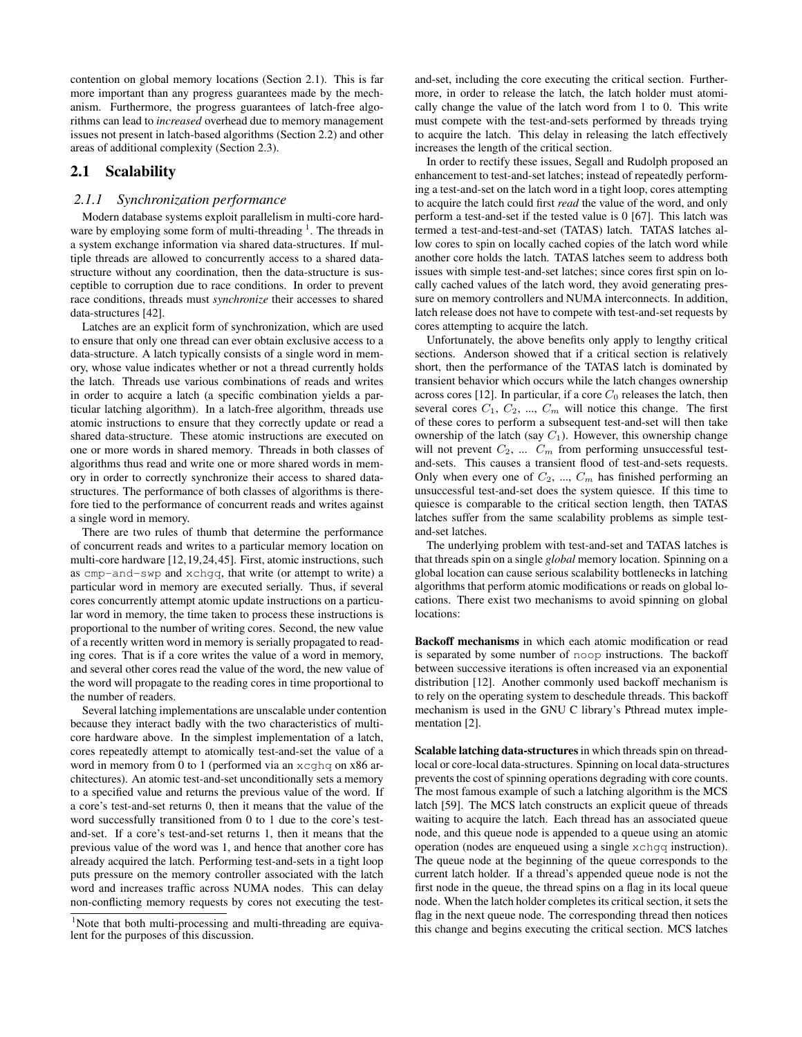contention on global memory locations (Section 2.1). This is far more important than any progress guarantees made by the mechanism. Furthermore, the progress guarantees of latch-free algorithms can lead to *increased* overhead due to memory management issues not present in latch-based algorithms (Section 2.2) and other areas of additional complexity (Section 2.3).

## 2.1 Scalability

### 2.1.1 Synchronization performance

Modern database systems exploit parallelism in multi-core hardware by employing some form of multi-threading [1]. The threads in a system exchange information via shared data-structures. If multiple threads are allowed to concurrently access to a shared data-structure without any coordination, then the data-structure is susceptible to corruption due to race conditions. In order to prevent race conditions, threads must *synchronize* their accesses to shared data-structures [42].

Latches are an explicit form of synchronization, which are used to ensure that only one thread can ever obtain exclusive access to a data-structure. A latch typically consists of a single word in memory, whose value indicates whether or not a thread currently holds the latch. Threads use various combinations of reads and writes in order to acquire a latch (a specific combination yields a particular latching algorithm). In a latch-free algorithm, threads use atomic instructions to ensure that they correctly update or read a shared data-structure. These atomic instructions are executed on one or more words in shared memory. Threads in both classes of algorithms thus read and write one or more shared words in memory in order to correctly synchronize their access to shared data-structures. The performance of both classes of algorithms is therefore tied to the performance of concurrent reads and writes against a single word in memory.

There are two rules of thumb that determine the performance of concurrent reads and writes to a particular memory location on multi-core hardware [12,19,24,45]. First, atomic instructions, such as `cmp-and-swp` and `xchgq`, that write (or attempt to write) a particular word in memory are executed serially. Thus, if several cores concurrently attempt atomic update instructions on a particular word in memory, the time taken to process these instructions is proportional to the number of writing cores. Second, the new value of a recently written word in memory is serially propagated to reading cores. That is if a core writes the value of a word in memory, and several other cores read the value of the word, the new value of the word will propagate to the reading cores in time proportional to the number of readers.

Several latching implementations are unscalable under contention because they interact badly with the two characteristics of multi-core hardware above. In the simplest implementation of a latch, cores repeatedly attempt to atomically test-and-set the value of a word in memory from 0 to 1 (performed via an `xcghq` on x86 architectures). An atomic test-and-set unconditionally sets a memory to a specified value and returns the previous value of the word. If a core's test-and-set returns 0, then it means that the value of the word successfully transitioned from 0 to 1 due to the core's test-and-set. If a core's test-and-set returns 1, then it means that the previous value of the word was 1, and hence that another core has already acquired the latch. Performing test-and-sets in a tight loop puts pressure on the memory controller associated with the latch word and increases traffic across NUMA nodes. This can delay non-conflicting memory requests by cores not executing the test-and-set, including the core executing the critical section. Furthermore, in order to release the latch, the latch holder must atomically change the value of the latch word from 1 to 0. This write must compete with the test-and-sets performed by threads trying to acquire the latch. This delay in releasing the latch effectively increases the length of the critical section.

In order to rectify these issues, Segall and Rudolph proposed an enhancement to test-and-set latches; instead of repeatedly performing a test-and-set on the latch word in a tight loop, cores attempting to acquire the latch could first *read* the value of the word, and only perform a test-and-set if the tested value is 0 [67]. This latch was termed a test-and-test-and-set (TATAS) latch. TATAS latches allow cores to spin on locally cached copies of the latch word while another core holds the latch. TATAS latches seem to address both issues with simple test-and-set latches; since cores first spin on locally cached values of the latch word, they avoid generating pressure on memory controllers and NUMA interconnects. In addition, latch release does not have to compete with test-and-set requests by cores attempting to acquire the latch.

Unfortunately, the above benefits only apply to lengthy critical sections. Anderson showed that if a critical section is relatively short, then the performance of the TATAS latch is dominated by transient behavior which occurs while the latch changes ownership across cores [12]. In particular, if a core $C_0$ releases the latch, then several cores $C_1$, $C_2$, ..., $C_m$ will notice this change. The first of these cores to perform a subsequent test-and-set will then take ownership of the latch (say $C_1$). However, this ownership change will not prevent $C_2$, ... $C_m$ from performing unsuccessful test-and-sets. This causes a transient flood of test-and-sets requests. Only when every one of $C_2$, ..., $C_m$ has finished performing an unsuccessful test-and-set does the system quiesce. If this time to quiesce is comparable to the critical section length, then TATAS latches suffer from the same scalability problems as simple test-and-set latches.

The underlying problem with test-and-set and TATAS latches is that threads spin on a single *global* memory location. Spinning on a global location can cause serious scalability bottlenecks in latching algorithms that perform atomic modifications or reads on global locations. There exist two mechanisms to avoid spinning on global locations:

**Backoff mechanisms** in which each atomic modification or read is separated by some number of `noop` instructions. The backoff between successive iterations is often increased via an exponential distribution [12]. Another commonly used backoff mechanism is to rely on the operating system to deschedule threads. This backoff mechanism is used in the GNU C library's Pthread mutex implementation [2].

**Scalable latching data-structures** in which threads spin on thread-local or core-local data-structures. Spinning on local data-structures prevents the cost of spinning operations degrading with core counts. The most famous example of such a latching algorithm is the MCS latch [59]. The MCS latch constructs an explicit queue of threads waiting to acquire the latch. Each thread has an associated queue node, and this queue node is appended to a queue using an atomic operation (nodes are enqueued using a single `xchgq` instruction). The queue node at the beginning of the queue corresponds to the current latch holder. If a thread's appended queue node is not the first node in the queue, the thread spins on a flag in its local queue node. When the latch holder completes its critical section, it sets the flag in the next queue node. The corresponding thread then notices this change and begins executing the critical section. MCS latches

[1] Note that both multi-processing and multi-threading are equivalent for the purposes of this discussion.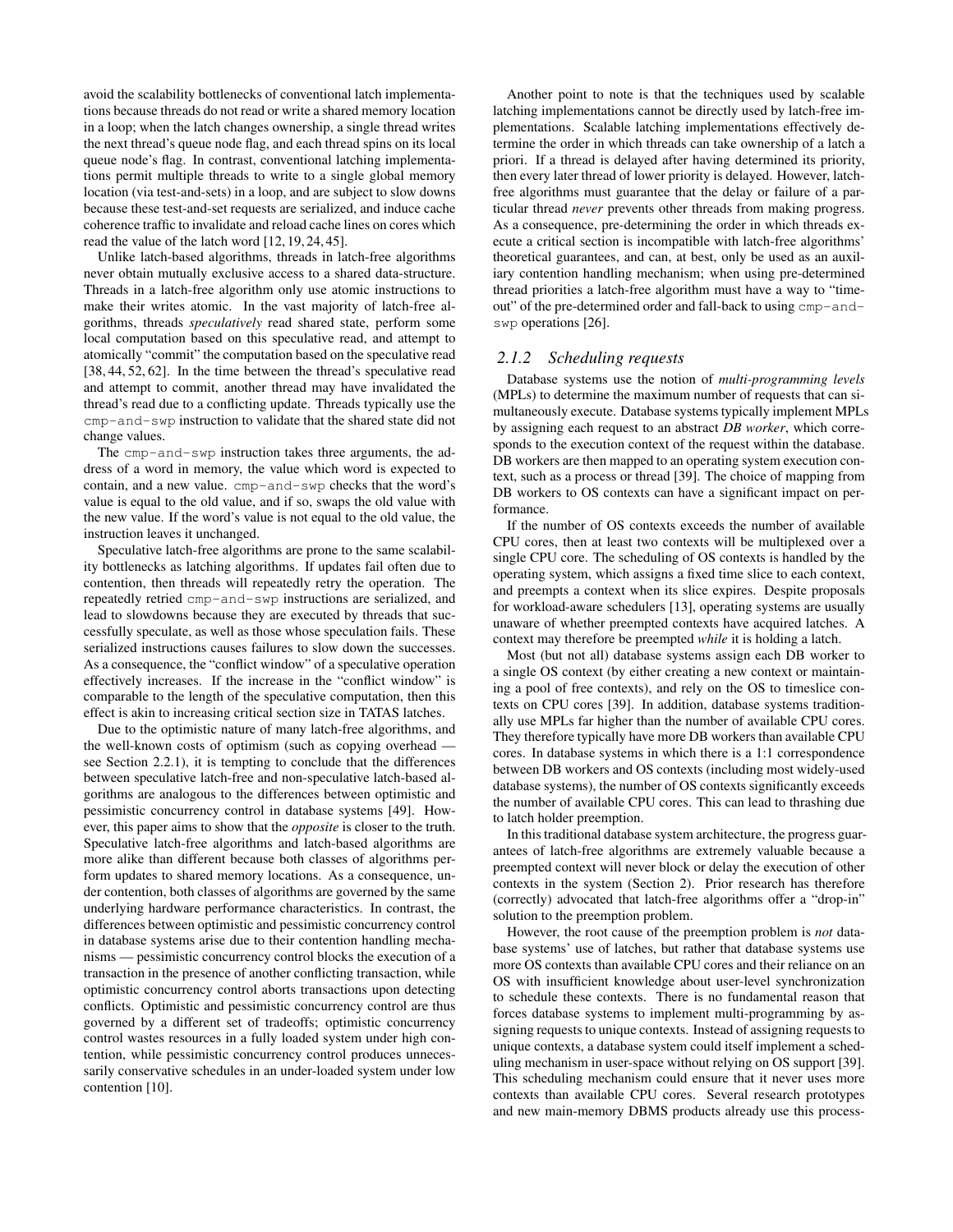avoid the scalability bottlenecks of conventional latch implementations because threads do not read or write a shared memory location in a loop; when the latch changes ownership, a single thread writes the next thread's queue node flag, and each thread spins on its local queue node's flag. In contrast, conventional latching implementations permit multiple threads to write to a single global memory location (via test-and-sets) in a loop, and are subject to slow downs because these test-and-set requests are serialized, and induce cache coherence traffic to invalidate and reload cache lines on cores which read the value of the latch word [12, 19, 24, 45].

Unlike latch-based algorithms, threads in latch-free algorithms never obtain mutually exclusive access to a shared data-structure. Threads in a latch-free algorithm only use atomic instructions to make their writes atomic. In the vast majority of latch-free algorithms, threads *speculatively* read shared state, perform some local computation based on this speculative read, and attempt to atomically "commit" the computation based on the speculative read [38, 44, 52, 62]. In the time between the thread's speculative read and attempt to commit, another thread may have invalidated the thread's read due to a conflicting update. Threads typically use the `cmp-and-swp` instruction to validate that the shared state did not change values.

The `cmp-and-swp` instruction takes three arguments, the address of a word in memory, the value which word is expected to contain, and a new value. `cmp-and-swp` checks that the word's value is equal to the old value, and if so, swaps the old value with the new value. If the word's value is not equal to the old value, the instruction leaves it unchanged.

Speculative latch-free algorithms are prone to the same scalability bottlenecks as latching algorithms. If updates fail often due to contention, then threads will repeatedly retry the operation. The repeatedly retried `cmp-and-swp` instructions are serialized, and lead to slowdowns because they are executed by threads that successfully speculate, as well as those whose speculation fails. These serialized instructions causes failures to slow down the successes. As a consequence, the "conflict window" of a speculative operation effectively increases. If the increase in the "conflict window" is comparable to the length of the speculative computation, then this effect is akin to increasing critical section size in TATAS latches.

Due to the optimistic nature of many latch-free algorithms, and the well-known costs of optimism (such as copying overhead — see Section 2.2.1), it is tempting to conclude that the differences between speculative latch-free and non-speculative latch-based algorithms are analogous to the differences between optimistic and pessimistic concurrency control in database systems [49]. However, this paper aims to show that the *opposite* is closer to the truth. Speculative latch-free algorithms and latch-based algorithms are more alike than different because both classes of algorithms perform updates to shared memory locations. As a consequence, under contention, both classes of algorithms are governed by the same underlying hardware performance characteristics. In contrast, the differences between optimistic and pessimistic concurrency control in database systems arise due to their contention handling mechanisms — pessimistic concurrency control blocks the execution of a transaction in the presence of another conflicting transaction, while optimistic concurrency control aborts transactions upon detecting conflicts. Optimistic and pessimistic concurrency control are thus governed by a different set of tradeoffs; optimistic concurrency control wastes resources in a fully loaded system under high contention, while pessimistic concurrency control produces unnecessarily conservative schedules in an under-loaded system under low contention [10].

Another point to note is that the techniques used by scalable latching implementations cannot be directly used by latch-free implementations. Scalable latching implementations effectively determine the order in which threads can take ownership of a latch a priori. If a thread is delayed after having determined its priority, then every later thread of lower priority is delayed. However, latch-free algorithms must guarantee that the delay or failure of a particular thread *never* prevents other threads from making progress. As a consequence, pre-determining the order in which threads execute a critical section is incompatible with latch-free algorithms' theoretical guarantees, and can, at best, only be used as an auxiliary contention handling mechanism; when using pre-determined thread priorities a latch-free algorithm must have a way to "timeout" of the pre-determined order and fall-back to using `cmp-and-swp` operations [26].

### 2.1.2 Scheduling requests

Database systems use the notion of *multi-programming levels* (MPLs) to determine the maximum number of requests that can simultaneously execute. Database systems typically implement MPLs by assigning each request to an abstract ***DB worker***, which corresponds to the execution context of the request within the database. DB workers are then mapped to an operating system execution context, such as a process or thread [39]. The choice of mapping from DB workers to OS contexts can have a significant impact on performance.

If the number of OS contexts exceeds the number of available CPU cores, then at least two contexts will be multiplexed over a single CPU core. The scheduling of OS contexts is handled by the operating system, which assigns a fixed time slice to each context, and preempts a context when its slice expires. Despite proposals for workload-aware schedulers [13], operating systems are usually unaware of whether preempted contexts have acquired latches. A context may therefore be preempted *while* it is holding a latch.

Most (but not all) database systems assign each DB worker to a single OS context (by either creating a new context or maintaining a pool of free contexts), and rely on the OS to timeslice contexts on CPU cores [39]. In addition, database systems traditionally use MPLs far higher than the number of available CPU cores. They therefore typically have more DB workers than available CPU cores. In database systems in which there is a 1:1 correspondence between DB workers and OS contexts (including most widely-used database systems), the number of OS contexts significantly exceeds the number of available CPU cores. This can lead to thrashing due to latch holder preemption.

In this traditional database system architecture, the progress guarantees of latch-free algorithms are extremely valuable because a preempted context will never block or delay the execution of other contexts in the system (Section 2). Prior research has therefore (correctly) advocated that latch-free algorithms offer a "drop-in" solution to the preemption problem.

However, the root cause of the preemption problem is *not* database systems' use of latches, but rather that database systems use more OS contexts than available CPU cores and their reliance on an OS with insufficient knowledge about user-level synchronization to schedule these contexts. There is no fundamental reason that forces database systems to implement multi-programming by assigning requests to unique contexts. Instead of assigning requests to unique contexts, a database system could itself implement a scheduling mechanism in user-space without relying on OS support [39]. This scheduling mechanism could ensure that it never uses more contexts than available CPU cores. Several research prototypes and new main-memory DBMS products already use this process-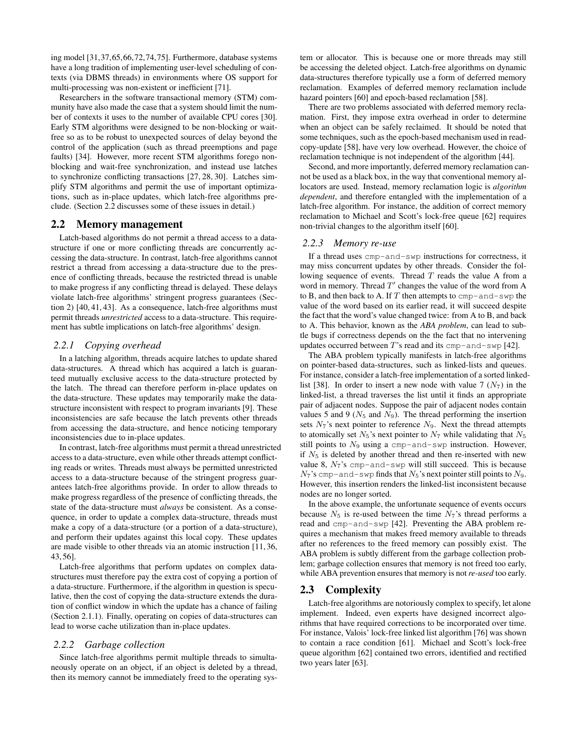ing model [31,37,65,66,72,74,75]. Furthermore, database systems have a long tradition of implementing user-level scheduling of contexts (via DBMS threads) in environments where OS support for multi-processing was non-existent or inefficient [71].

Researchers in the software transactional memory (STM) community have also made the case that a system should limit the number of contexts it uses to the number of available CPU cores [30]. Early STM algorithms were designed to be non-blocking or wait-free so as to be robust to unexpected sources of delay beyond the control of the application (such as thread preemptions and page faults) [34]. However, more recent STM algorithms forego non-blocking and wait-free synchronization, and instead use latches to synchronize conflicting transactions [27, 28, 30]. Latches simplify STM algorithms and permit the use of important optimizations, such as in-place updates, which latch-free algorithms preclude. (Section 2.2 discusses some of these issues in detail.)

## 2.2 Memory management

Latch-based algorithms do not permit a thread access to a data-structure if one or more conflicting threads are concurrently accessing the data-structure. In contrast, latch-free algorithms cannot restrict a thread from accessing a data-structure due to the presence of conflicting threads, because the restricted thread is unable to make progress if any conflicting thread is delayed. These delays violate latch-free algorithms' stringent progress guarantees (Section 2) [40, 41, 43]. As a consequence, latch-free algorithms must permit threads *unrestricted* access to a data-structure. This requirement has subtle implications on latch-free algorithms' design.

### 2.2.1 Copying overhead

In a latching algorithm, threads acquire latches to update shared data-structures. A thread which has acquired a latch is guaranteed mutually exclusive access to the data-structure protected by the latch. The thread can therefore perform in-place updates on the data-structure. These updates may temporarily make the data-structure inconsistent with respect to program invariants [9]. These inconsistencies are safe because the latch prevents other threads from accessing the data-structure, and hence noticing temporary inconsistencies due to in-place updates.

In contrast, latch-free algorithms must permit a thread unrestricted access to a data-structure, even while other threads attempt conflicting reads or writes. Threads must always be permitted unrestricted access to a data-structure because of the stringent progress guarantees latch-free algorithms provide. In order to allow threads to make progress regardless of the presence of conflicting threads, the state of the data-structure must *always* be consistent. As a consequence, in order to update a complex data-structure, threads must make a copy of a data-structure (or a portion of a data-structure), and perform their updates against this local copy. These updates are made visible to other threads via an atomic instruction [11, 36, 43, 56].

Latch-free algorithms that perform updates on complex data-structures must therefore pay the extra cost of copying a portion of a data-structure. Furthermore, if the algorithm in question is speculative, then the cost of copying the data-structure extends the duration of conflict window in which the update has a chance of failing (Section 2.1.1). Finally, operating on copies of data-structures can lead to worse cache utilization than in-place updates.

### 2.2.2 Garbage collection

Since latch-free algorithms permit multiple threads to simultaneously operate on an object, if an object is deleted by a thread, then its memory cannot be immediately freed to the operating system or allocator. This is because one or more threads may still be accessing the deleted object. Latch-free algorithms on dynamic data-structures therefore typically use a form of deferred memory reclamation. Examples of deferred memory reclamation include hazard pointers [60] and epoch-based reclamation [58].

There are two problems associated with deferred memory reclamation. First, they impose extra overhead in order to determine when an object can be safely reclaimed. It should be noted that some techniques, such as the epoch-based mechanism used in read-copy-update [58], have very low overhead. However, the choice of reclamation technique is not independent of the algorithm [44].

Second, and more importantly, deferred memory reclamation cannot be used as a black box, in the way that conventional memory allocators are used. Instead, memory reclamation logic is *algorithm dependent*, and therefore entangled with the implementation of a latch-free algorithm. For instance, the addition of correct memory reclamation to Michael and Scott's lock-free queue [62] requires non-trivial changes to the algorithm itself [60].

### 2.2.3 Memory re-use

If a thread uses `cmp-and-swp` instructions for correctness, it may miss concurrent updates by other threads. Consider the following sequence of events. Thread $T$ reads the value A from a word in memory. Thread $T'$ changes the value of the word from A to B, and then back to A. If $T$ then attempts to `cmp-and-swp` the value of the word based on its earlier read, it will succeed despite the fact that the word's value changed twice: from A to B, and back to A. This behavior, known as the ***ABA problem***, can lead to subtle bugs if correctness depends on the the fact that no intervening updates occurred between $T$'s read and its `cmp-and-swp` [42].

The ABA problem typically manifests in latch-free algorithms on pointer-based data-structures, such as linked-lists and queues. For instance, consider a latch-free implementation of a sorted linked-list [38]. In order to insert a new node with value 7 ($N_7$) in the linked-list, a thread traverses the list until it finds an appropriate pair of adjacent nodes. Suppose the pair of adjacent nodes contain values 5 and 9 ($N_5$ and $N_9$). The thread performing the insertion sets $N_7$'s next pointer to reference $N_9$. Next the thread attempts to atomically set $N_5$'s next pointer to $N_7$ while validating that $N_5$ still points to $N_9$ using a `cmp-and-swp` instruction. However, if $N_5$ is deleted by another thread and then re-inserted with new value 8, $N_7$'s `cmp-and-swp` will still succeed. This is because $N_7$'s `cmp-and-swp` finds that $N_5$'s next pointer still points to $N_9$. However, this insertion renders the linked-list inconsistent because nodes are no longer sorted.

In the above example, the unfortunate sequence of events occurs because $N_5$ is re-used between the time $N_7$'s thread performs a read and `cmp-and-swp` [42]. Preventing the ABA problem requires a mechanism that makes freed memory available to threads after no references to the freed memory can possibly exist. The ABA problem is subtly different from the garbage collection problem; garbage collection ensures that memory is not freed too early, while ABA prevention ensures that memory is not *re-used* too early.

## 2.3 Complexity

Latch-free algorithms are notoriously complex to specify, let alone implement. Indeed, even experts have designed incorrect algorithms that have required corrections to be incorporated over time. For instance, Valois' lock-free linked list algorithm [76] was shown to contain a race condition [61]. Michael and Scott's lock-free queue algorithm [62] contained two errors, identified and rectified two years later [63].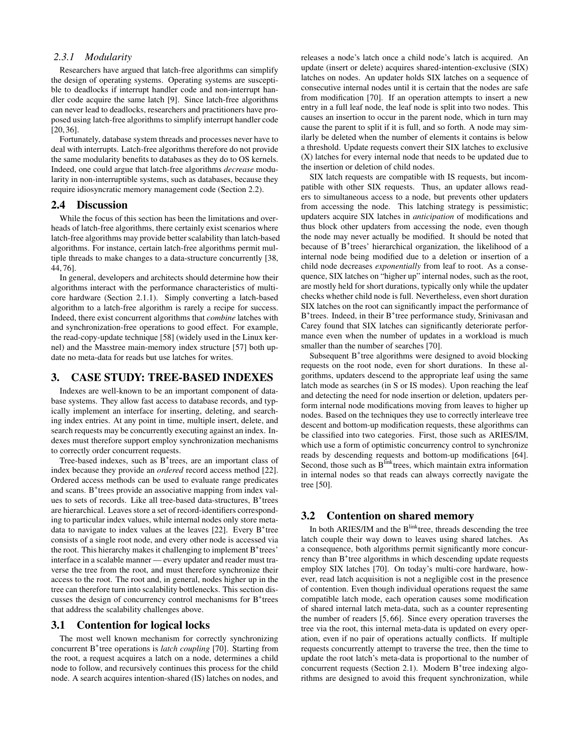### 2.3.1 Modularity

Researchers have argued that latch-free algorithms can simplify the design of operating systems. Operating systems are susceptible to deadlocks if interrupt handler code and non-interrupt handler code acquire the same latch [9]. Since latch-free algorithms can never lead to deadlocks, researchers and practitioners have proposed using latch-free algorithms to simplify interrupt handler code [20, 36].

Fortunately, database system threads and processes never have to deal with interrupts. Latch-free algorithms therefore do not provide the same modularity benefits to databases as they do to OS kernels. Indeed, one could argue that latch-free algorithms *decrease* modularity in non-interruptible systems, such as databases, because they require idiosyncratic memory management code (Section 2.2).

## 2.4 Discussion

While the focus of this section has been the limitations and overheads of latch-free algorithms, there certainly exist scenarios where latch-free algorithms may provide better scalability than latch-based algorithms. For instance, certain latch-free algorithms permit multiple threads to make changes to a data-structure concurrently [38, 44, 76].

In general, developers and architects should determine how their algorithms interact with the performance characteristics of multicore hardware (Section 2.1.1). Simply converting a latch-based algorithm to a latch-free algorithm is rarely a recipe for success. Indeed, there exist concurrent algorithms that *combine* latches with and synchronization-free operations to good effect. For example, the read-copy-update technique [58] (widely used in the Linux kernel) and the Masstree main-memory index structure [57] both update no meta-data for reads but use latches for writes.

# 3. CASE STUDY: TREE-BASED INDEXES

Indexes are well-known to be an important component of database systems. They allow fast access to database records, and typically implement an interface for inserting, deleting, and searching index entries. At any point in time, multiple insert, delete, and search requests may be concurrently executing against an index. Indexes must therefore support employ synchronization mechanisms to correctly order concurrent requests.

Tree-based indexes, such as B+trees, are an important class of index because they provide an *ordered* record access method [22]. Ordered access methods can be used to evaluate range predicates and scans. B+trees provide an associative mapping from index values to sets of records. Like all tree-based data-structures, B+trees are hierarchical. Leaves store a set of record-identifiers corresponding to particular index values, while internal nodes only store metadata to navigate to index values at the leaves [22]. Every B+tree consists of a single root node, and every other node is accessed via the root. This hierarchy makes it challenging to implement B+trees' interface in a scalable manner — every updater and reader must traverse the tree from the root, and must therefore synchronize their access to the root. The root and, in general, nodes higher up in the tree can therefore turn into scalability bottlenecks. This section discusses the design of concurrency control mechanisms for B+trees that address the scalability challenges above.

## 3.1 Contention for logical locks

The most well known mechanism for correctly synchronizing concurrent B+tree operations is *latch coupling* [70]. Starting from the root, a request acquires a latch on a node, determines a child node to follow, and recursively continues this process for the child node. A search acquires intention-shared (IS) latches on nodes, and releases a node's latch once a child node's latch is acquired. An update (insert or delete) acquires shared-intention-exclusive (SIX) latches on nodes. An updater holds SIX latches on a sequence of consecutive internal nodes until it is certain that the nodes are safe from modification [70]. If an operation attempts to insert a new entry in a full leaf node, the leaf node is split into two nodes. This causes an insertion to occur in the parent node, which in turn may cause the parent to split if it is full, and so forth. A node may similarly be deleted when the number of elements it contains is below a threshold. Update requests convert their SIX latches to exclusive (X) latches for every internal node that needs to be updated due to the insertion or deletion of child nodes.

SIX latch requests are compatible with IS requests, but incompatible with other SIX requests. Thus, an updater allows readers to simultaneous access to a node, but prevents other updaters from accessing the node. This latching strategy is pessimistic; updaters acquire SIX latches in *anticipation* of modifications and thus block other updaters from accessing the node, even though the node may never actually be modified. It should be noted that because of B+trees' hierarchical organization, the likelihood of a internal node being modified due to a deletion or insertion of a child node decreases *exponentially* from leaf to root. As a consequence, SIX latches on "higher up" internal nodes, such as the root, are mostly held for short durations, typically only while the updater checks whether child node is full. Nevertheless, even short duration SIX latches on the root can significantly impact the performance of B+trees. Indeed, in their B+tree performance study, Srinivasan and Carey found that SIX latches can significantly deteriorate performance even when the number of updates in a workload is much smaller than the number of searches [70].

Subsequent B+tree algorithms were designed to avoid blocking requests on the root node, even for short durations. In these algorithms, updaters descend to the appropriate leaf using the same latch mode as searches (in S or IS modes). Upon reaching the leaf and detecting the need for node insertion or deletion, updaters perform internal node modifications moving from leaves to higher up nodes. Based on the techniques they use to correctly interleave tree descent and bottom-up modification requests, these algorithms can be classified into two categories. First, those such as ARIES/IM, which use a form of optimistic concurrency control to synchronize reads by descending requests and bottom-up modifications [64]. Second, those such as B$^{link}$trees, which maintain extra information in internal nodes so that reads can always correctly navigate the tree [50].

## 3.2 Contention on shared memory

In both ARIES/IM and the B$^{link}$tree, threads descending the tree latch couple their way down to leaves using shared latches. As a consequence, both algorithms permit significantly more concurrency than B+tree algorithms in which descending update requests employ SIX latches [70]. On today's multi-core hardware, however, read latch acquisition is not a negligible cost in the presence of contention. Even though individual operations request the same compatible latch mode, each operation causes some modification of shared internal latch meta-data, such as a counter representing the number of readers [5, 66]. Since every operation traverses the tree via the root, this internal meta-data is updated on every operation, even if no pair of operations actually conflicts. If multiple requests concurrently attempt to traverse the tree, then the time to update the root latch's meta-data is proportional to the number of concurrent requests (Section 2.1). Modern B+tree indexing algorithms are designed to avoid this frequent synchronization, while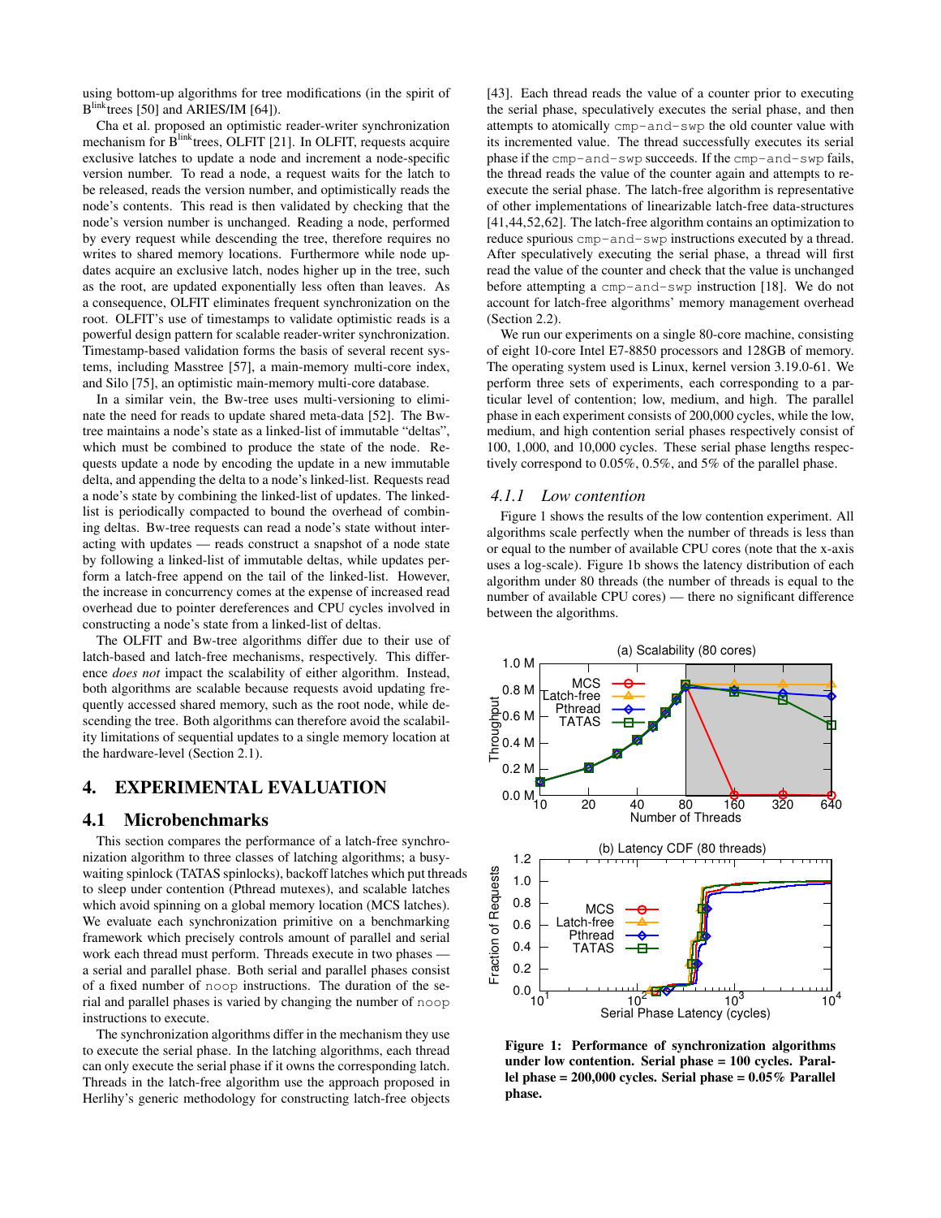using bottom-up algorithms for tree modifications (in the spirit of B^link trees [50] and ARIES/IM [64]).

Cha et al. proposed an optimistic reader-writer synchronization mechanism for B^link trees, OLFIT [21]. In OLFIT, requests acquire exclusive latches to update a node and increment a node-specific version number. To read a node, a request waits for the latch to be released, reads the version number, and optimistically reads the node's contents. This read is then validated by checking that the node's version number is unchanged. Reading a node, performed by every request while descending the tree, therefore requires no writes to shared memory locations. Furthermore while node updates acquire an exclusive latch, nodes higher up in the tree, such as the root, are updated exponentially less often than leaves. As a consequence, OLFIT eliminates frequent synchronization on the root. OLFIT's use of timestamps to validate optimistic reads is a powerful design pattern for scalable reader-writer synchronization. Timestamp-based validation forms the basis of several recent systems, including Masstree [57], a main-memory multi-core index, and Silo [75], an optimistic main-memory multi-core database.

In a similar vein, the Bw-tree uses multi-versioning to eliminate the need for reads to update shared meta-data [52]. The Bw-tree maintains a node's state as a linked-list of immutable "deltas", which must be combined to produce the state of the node. Requests update a node by encoding the update in a new immutable delta, and appending the delta to a node's linked-list. Requests read a node's state by combining the linked-list of updates. The linked-list is periodically compacted to bound the overhead of combining deltas. Bw-tree requests can read a node's state without interacting with updates — reads construct a snapshot of a node state by following a linked-list of immutable deltas, while updates perform a latch-free append on the tail of the linked-list. However, the increase in concurrency comes at the expense of increased read overhead due to pointer dereferences and CPU cycles involved in constructing a node's state from a linked-list of deltas.

The OLFIT and Bw-tree algorithms differ due to their use of latch-based and latch-free mechanisms, respectively. This difference *does not* impact the scalability of either algorithm. Instead, both algorithms are scalable because requests avoid updating frequently accessed shared memory, such as the root node, while descending the tree. Both algorithms can therefore avoid the scalability limitations of sequential updates to a single memory location at the hardware-level (Section 2.1).

# 4. EXPERIMENTAL EVALUATION

## 4.1 Microbenchmarks

This section compares the performance of a latch-free synchronization algorithm to three classes of latching algorithms; a busy-waiting spinlock (TATAS spinlocks), backoff latches which put threads to sleep under contention (Pthread mutexes), and scalable latches which avoid spinning on a global memory location (MCS latches). We evaluate each synchronization primitive on a benchmarking framework which precisely controls amount of parallel and serial work each thread must perform. Threads execute in two phases — a serial and parallel phase. Both serial and parallel phases consist of a fixed number of `noop` instructions. The duration of the serial and parallel phases is varied by changing the number of `noop` instructions to execute.

The synchronization algorithms differ in the mechanism they use to execute the serial phase. In the latching algorithms, each thread can only execute the serial phase if it owns the corresponding latch. Threads in the latch-free algorithm use the approach proposed in Herlihy's generic methodology for constructing latch-free objects [43]. Each thread reads the value of a counter prior to executing the serial phase, speculatively executes the serial phase, and then attempts to atomically `cmp-and-swp` the old counter value with its incremented value. The thread successfully executes its serial phase if the `cmp-and-swp` succeeds. If the `cmp-and-swp` fails, the thread reads the value of the counter again and attempts to re-execute the serial phase. The latch-free algorithm is representative of other implementations of linearizable latch-free data-structures [41,44,52,62]. The latch-free algorithm contains an optimization to reduce spurious `cmp-and-swp` instructions executed by a thread. After speculatively executing the serial phase, a thread will first read the value of the counter and check that the value is unchanged before attempting a `cmp-and-swp` instruction [18]. We do not account for latch-free algorithms' memory management overhead (Section 2.2).

We run our experiments on a single 80-core machine, consisting of eight 10-core Intel E7-8850 processors and 128GB of memory. The operating system used is Linux, kernel version 3.19.0-61. We perform three sets of experiments, each corresponding to a particular level of contention; low, medium, and high. The parallel phase in each experiment consists of 200,000 cycles, while the low, medium, and high contention serial phases respectively consist of 100, 1,000, and 10,000 cycles. These serial phase lengths respectively correspond to 0.05%, 0.5%, and 5% of the parallel phase.

### 4.1.1 Low contention

Figure 1 shows the results of the low contention experiment. All algorithms scale perfectly when the number of threads is less than or equal to the number of available CPU cores (note that the x-axis uses a log-scale). Figure 1b shows the latency distribution of each algorithm under 80 threads (the number of threads is equal to the number of available CPU cores) — there no significant difference between the algorithms.

**Figure 1: Performance of synchronization algorithms under low contention. Serial phase = 100 cycles. Parallel phase = 200,000 cycles. Serial phase = 0.05% Parallel phase.**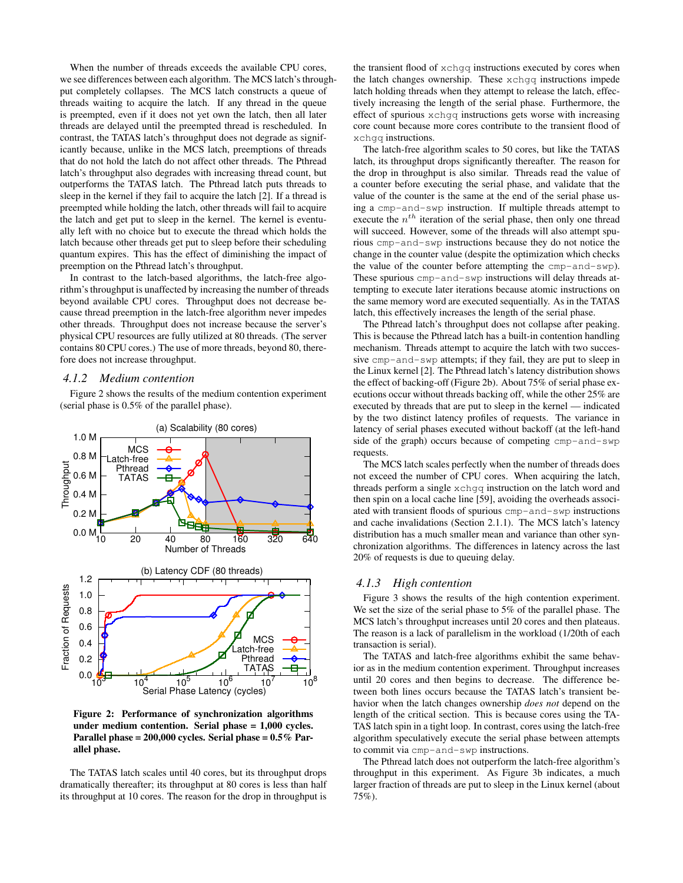When the number of threads exceeds the available CPU cores, we see differences between each algorithm. The MCS latch's throughput completely collapses. The MCS latch constructs a queue of threads waiting to acquire the latch. If any thread in the queue is preempted, even if it does not yet own the latch, then all later threads are delayed until the preempted thread is rescheduled. In contrast, the TATAS latch's throughput does not degrade as significantly because, unlike in the MCS latch, preemptions of threads that do not hold the latch do not affect other threads. The Pthread latch's throughput also degrades with increasing thread count, but outperforms the TATAS latch. The Pthread latch puts threads to sleep in the kernel if they fail to acquire the latch [2]. If a thread is preempted while holding the latch, other threads will fail to acquire the latch and get put to sleep in the kernel. The kernel is eventually left with no choice but to execute the thread which holds the latch because other threads get put to sleep before their scheduling quantum expires. This has the effect of diminishing the impact of preemption on the Pthread latch's throughput.

In contrast to the latch-based algorithms, the latch-free algorithm's throughput is unaffected by increasing the number of threads beyond available CPU cores. Throughput does not decrease because thread preemption in the latch-free algorithm never impedes other threads. Throughput does not increase because the server's physical CPU resources are fully utilized at 80 threads. (The server contains 80 CPU cores.) The use of more threads, beyond 80, therefore does not increase throughput.

### 4.1.2 Medium contention

Figure 2 shows the results of the medium contention experiment (serial phase is 0.5% of the parallel phase).

**Figure 2: Performance of synchronization algorithms under medium contention. Serial phase = 1,000 cycles. Parallel phase = 200,000 cycles. Serial phase = 0.5% Parallel phase.**

The TATAS latch scales until 40 cores, but its throughput drops dramatically thereafter; its throughput at 80 cores is less than half its throughput at 10 cores. The reason for the drop in throughput is the transient flood of `xchgq` instructions executed by cores when the latch changes ownership. These `xchgq` instructions impede latch holding threads when they attempt to release the latch, effectively increasing the length of the serial phase. Furthermore, the effect of spurious `xchgq` instructions gets worse with increasing core count because more cores contribute to the transient flood of `xchgq` instructions.

The latch-free algorithm scales to 50 cores, but like the TATAS latch, its throughput drops significantly thereafter. The reason for the drop in throughput is also similar. Threads read the value of a counter before executing the serial phase, and validate that the value of the counter is the same at the end of the serial phase using a `cmp-and-swp` instruction. If multiple threads attempt to execute the $n^{th}$ iteration of the serial phase, then only one thread will succeed. However, some of the threads will also attempt spurious `cmp-and-swp` instructions because they do not notice the change in the counter value (despite the optimization which checks the value of the counter before attempting the `cmp-and-swp`). These spurious `cmp-and-swp` instructions will delay threads attempting to execute later iterations because atomic instructions on the same memory word are executed sequentially. As in the TATAS latch, this effectively increases the length of the serial phase.

The Pthread latch's throughput does not collapse after peaking. This is because the Pthread latch has a built-in contention handling mechanism. Threads attempt to acquire the latch with two successive `cmp-and-swp` attempts; if they fail, they are put to sleep in the Linux kernel [2]. The Pthread latch's latency distribution shows the effect of backing-off (Figure 2b). About 75% of serial phase executions occur without threads backing off, while the other 25% are executed by threads that are put to sleep in the kernel — indicated by the two distinct latency profiles of requests. The variance in latency of serial phases executed without backoff (at the left-hand side of the graph) occurs because of competing `cmp-and-swp` requests.

The MCS latch scales perfectly when the number of threads does not exceed the number of CPU cores. When acquiring the latch, threads perform a single `xchgq` instruction on the latch word and then spin on a local cache line [59], avoiding the overheads associated with transient floods of spurious `cmp-and-swp` instructions and cache invalidations (Section 2.1.1). The MCS latch's latency distribution has a much smaller mean and variance than other synchronization algorithms. The differences in latency across the last 20% of requests is due to queuing delay.

### 4.1.3 High contention

Figure 3 shows the results of the high contention experiment. We set the size of the serial phase to 5% of the parallel phase. The MCS latch's throughput increases until 20 cores and then plateaus. The reason is a lack of parallelism in the workload (1/20th of each transaction is serial).

The TATAS and latch-free algorithms exhibit the same behavior as in the medium contention experiment. Throughput increases until 20 cores and then begins to decrease. The difference between both lines occurs because the TATAS latch's transient behavior when the latch changes ownership *does not* depend on the length of the critical section. This is because cores using the TATAS latch spin in a tight loop. In contrast, cores using the latch-free algorithm speculatively execute the serial phase between attempts to commit via `cmp-and-swp` instructions.

The Pthread latch does not outperform the latch-free algorithm's throughput in this experiment. As Figure 3b indicates, a much larger fraction of threads are put to sleep in the Linux kernel (about 75%).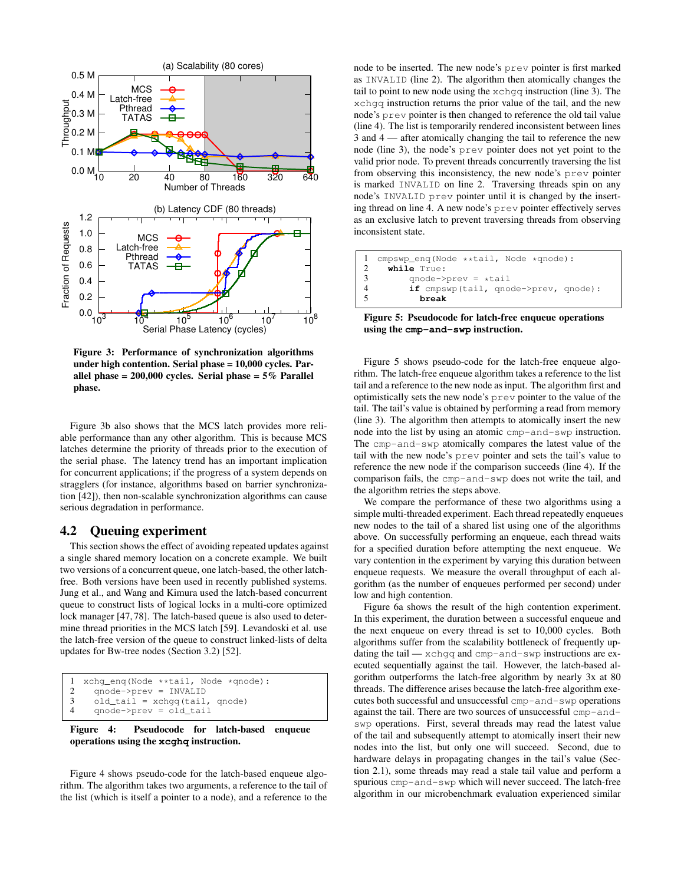**Figure 3: Performance of synchronization algorithms under high contention. Serial phase = 10,000 cycles. Parallel phase = 200,000 cycles. Serial phase = 5% Parallel phase.**

Figure 3b also shows that the MCS latch provides more reliable performance than any other algorithm. This is because MCS latches determine the priority of threads prior to the execution of the serial phase. The latency trend has an important implication for concurrent applications; if the progress of a system depends on stragglers (for instance, algorithms based on barrier synchronization [42]), then non-scalable synchronization algorithms can cause serious degradation in performance.

## 4.2 Queuing experiment

This section shows the effect of avoiding repeated updates against a single shared memory location on a concrete example. We built two versions of a concurrent queue, one latch-based, the other latch-free. Both versions have been used in recently published systems. Jung et al., and Wang and Kimura used the latch-based concurrent queue to construct lists of logical locks in a multi-core optimized lock manager [47,78]. The latch-based queue is also used to determine thread priorities in the MCS latch [59]. Levandoski et al. use the latch-free version of the queue to construct linked-lists of delta updates for Bw-tree nodes (Section 3.2) [52].

```
1  xchg_enq(Node **tail, Node *qnode):
2    qnode->prev = INVALID
3    old_tail = xchgq(tail, qnode)
4    qnode->prev = old_tail
```

**Figure 4: Pseudocode for latch-based enqueue operations using the xcghq instruction.**

Figure 4 shows pseudo-code for the latch-based enqueue algorithm. The algorithm takes two arguments, a reference to the tail of the list (which is itself a pointer to a node), and a reference to the node to be inserted. The new node's prev pointer is first marked as INVALID (line 2). The algorithm then atomically changes the tail to point to new node using the xchgq instruction (line 3). The xchgq instruction returns the prior value of the tail, and the new node's prev pointer is then changed to reference the old tail value (line 4). The list is temporarily rendered inconsistent between lines 3 and 4 — after atomically changing the tail to reference the new node (line 3), the new node's prev pointer does not yet point to the valid prior node. To prevent threads concurrently traversing the list from observing this inconsistency, the new node's prev pointer is marked INVALID on line 2. Traversing threads spin on any node's INVALID prev pointer until it is changed by the inserting thread on line 4. A new node's prev pointer effectively serves as an exclusive latch to prevent traversing threads from observing inconsistent state.

```
1  cmpswp_enq(Node **tail, Node *qnode):
2    while True:
3        qnode->prev = *tail
4        if cmpswp(tail, qnode->prev, qnode):
5          break
```

**Figure 5: Pseudocode for latch-free enqueue operations using the cmp-and-swp instruction.**

Figure 5 shows pseudo-code for the latch-free enqueue algorithm. The latch-free enqueue algorithm takes a reference to the list tail and a reference to the new node as input. The algorithm first and optimistically sets the new node's prev pointer to the value of the tail. The tail's value is obtained by performing a read from memory (line 3). The algorithm then attempts to atomically insert the new node into the list by using an atomic cmp-and-swp instruction. The cmp-and-swp atomically compares the latest value of the tail with the new node's prev pointer and sets the tail's value to reference the new node if the comparison succeeds (line 4). If the comparison fails, the cmp-and-swp does not write the tail, and the algorithm retries the steps above.

We compare the performance of these two algorithms using a simple multi-threaded experiment. Each thread repeatedly enqueues new nodes to the tail of a shared list using one of the algorithms above. On successfully performing an enqueue, each thread waits for a specified duration before attempting the next enqueue. We vary contention in the experiment by varying this duration between enqueue requests. We measure the overall throughput of each algorithm (as the number of enqueues performed per second) under low and high contention.

Figure 6a shows the result of the high contention experiment. In this experiment, the duration between a successful enqueue and the next enqueue on every thread is set to 10,000 cycles. Both algorithms suffer from the scalability bottleneck of frequently updating the tail — xchgq and cmp-and-swp instructions are executed sequentially against the tail. However, the latch-based algorithm outperforms the latch-free algorithm by nearly 3x at 80 threads. The difference arises because the latch-free algorithm executes both successful and unsuccessful cmp-and-swp operations against the tail. There are two sources of unsuccessful cmp-and-swp operations. First, several threads may read the latest value of the tail and subsequently attempt to atomically insert their new nodes into the list, but only one will succeed. Second, due to hardware delays in propagating changes in the tail's value (Section 2.1), some threads may read a stale tail value and perform a spurious cmp-and-swp which will never succeed. The latch-free algorithm in our microbenchmark evaluation experienced similar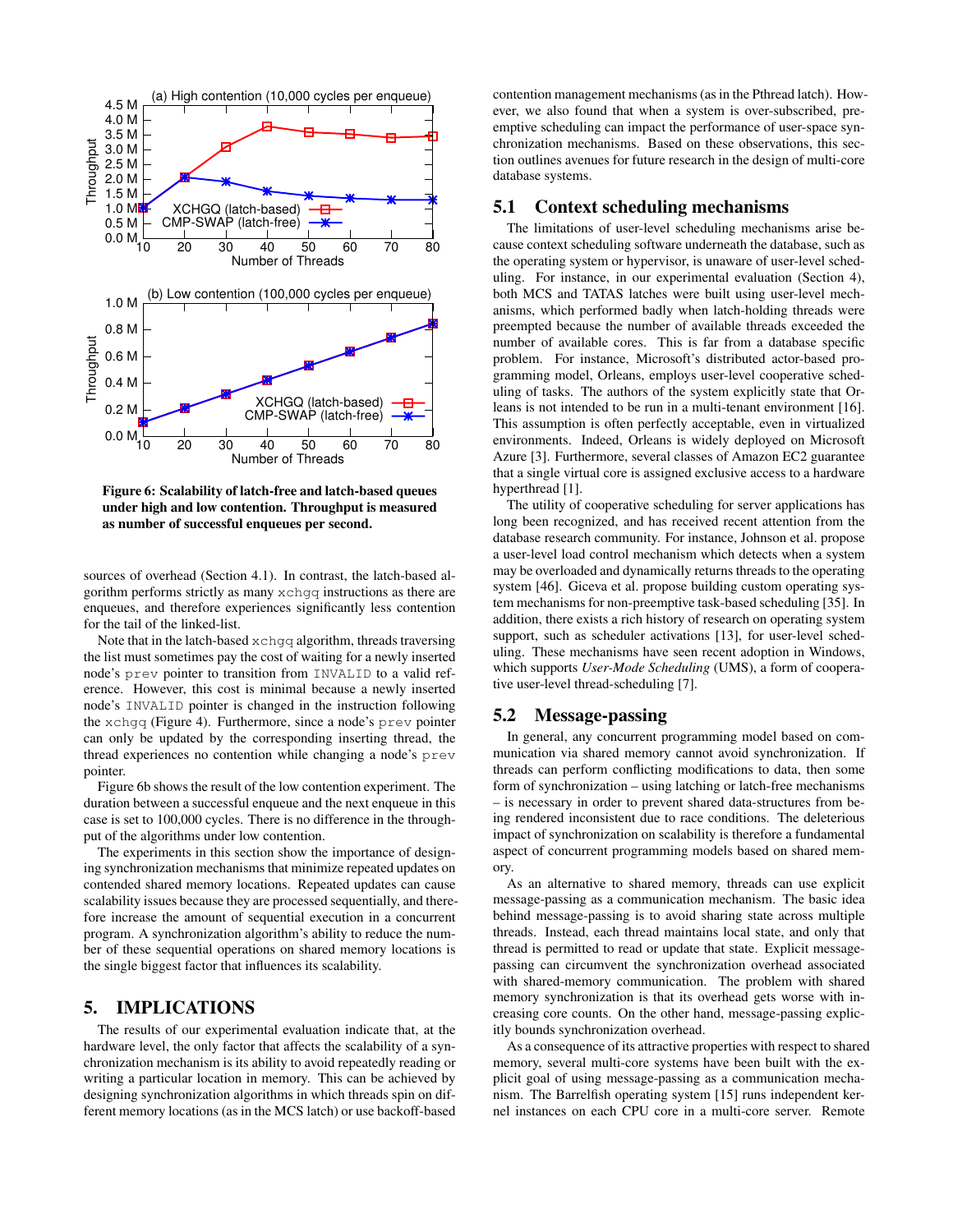Figure 6: Scalability of latch-free and latch-based queues under high and low contention. Throughput is measured as number of successful enqueues per second.

sources of overhead (Section 4.1). In contrast, the latch-based algorithm performs strictly as many xchgq instructions as there are enqueues, and therefore experiences significantly less contention for the tail of the linked-list.

Note that in the latch-based xchgq algorithm, threads traversing the list must sometimes pay the cost of waiting for a newly inserted node's prev pointer to transition from INVALID to a valid reference. However, this cost is minimal because a newly inserted node's INVALID pointer is changed in the instruction following the xchgq (Figure 4). Furthermore, since a node's prev pointer can only be updated by the corresponding inserting thread, the thread experiences no contention while changing a node's prev pointer.

Figure 6b shows the result of the low contention experiment. The duration between a successful enqueue and the next enqueue in this case is set to 100,000 cycles. There is no difference in the throughput of the algorithms under low contention.

The experiments in this section show the importance of designing synchronization mechanisms that minimize repeated updates on contended shared memory locations. Repeated updates can cause scalability issues because they are processed sequentially, and therefore increase the amount of sequential execution in a concurrent program. A synchronization algorithm's ability to reduce the number of these sequential operations on shared memory locations is the single biggest factor that influences its scalability.

# 5. IMPLICATIONS

The results of our experimental evaluation indicate that, at the hardware level, the only factor that affects the scalability of a synchronization mechanism is its ability to avoid repeatedly reading or writing a particular location in memory. This can be achieved by designing synchronization algorithms in which threads spin on different memory locations (as in the MCS latch) or use backoff-based contention management mechanisms (as in the Pthread latch). However, we also found that when a system is over-subscribed, preemptive scheduling can impact the performance of user-space synchronization mechanisms. Based on these observations, this section outlines avenues for future research in the design of multi-core database systems.

## 5.1 Context scheduling mechanisms

The limitations of user-level scheduling mechanisms arise because context scheduling software underneath the database, such as the operating system or hypervisor, is unaware of user-level scheduling. For instance, in our experimental evaluation (Section 4), both MCS and TATAS latches were built using user-level mechanisms, which performed badly when latch-holding threads were preempted because the number of available threads exceeded the number of available cores. This is far from a database specific problem. For instance, Microsoft's distributed actor-based programming model, Orleans, employs user-level cooperative scheduling of tasks. The authors of the system explicitly state that Orleans is not intended to be run in a multi-tenant environment [16]. This assumption is often perfectly acceptable, even in virtualized environments. Indeed, Orleans is widely deployed on Microsoft Azure [3]. Furthermore, several classes of Amazon EC2 guarantee that a single virtual core is assigned exclusive access to a hardware hyperthread [1].

The utility of cooperative scheduling for server applications has long been recognized, and has received recent attention from the database research community. For instance, Johnson et al. propose a user-level load control mechanism which detects when a system may be overloaded and dynamically returns threads to the operating system [46]. Giceva et al. propose building custom operating system mechanisms for non-preemptive task-based scheduling [35]. In addition, there exists a rich history of research on operating system support, such as scheduler activations [13], for user-level scheduling. These mechanisms have seen recent adoption in Windows, which supports *User-Mode Scheduling* (UMS), a form of cooperative user-level thread-scheduling [7].

## 5.2 Message-passing

In general, any concurrent programming model based on communication via shared memory cannot avoid synchronization. If threads can perform conflicting modifications to data, then some form of synchronization – using latching or latch-free mechanisms – is necessary in order to prevent shared data-structures from being rendered inconsistent due to race conditions. The deleterious impact of synchronization on scalability is therefore a fundamental aspect of concurrent programming models based on shared memory.

As an alternative to shared memory, threads can use explicit message-passing as a communication mechanism. The basic idea behind message-passing is to avoid sharing state across multiple threads. Instead, each thread maintains local state, and only that thread is permitted to read or update that state. Explicit message-passing can circumvent the synchronization overhead associated with shared-memory communication. The problem with shared memory synchronization is that its overhead gets worse with increasing core counts. On the other hand, message-passing explicitly bounds synchronization overhead.

As a consequence of its attractive properties with respect to shared memory, several multi-core systems have been built with the explicit goal of using message-passing as a communication mechanism. The Barrelfish operating system [15] runs independent kernel instances on each CPU core in a multi-core server. Remote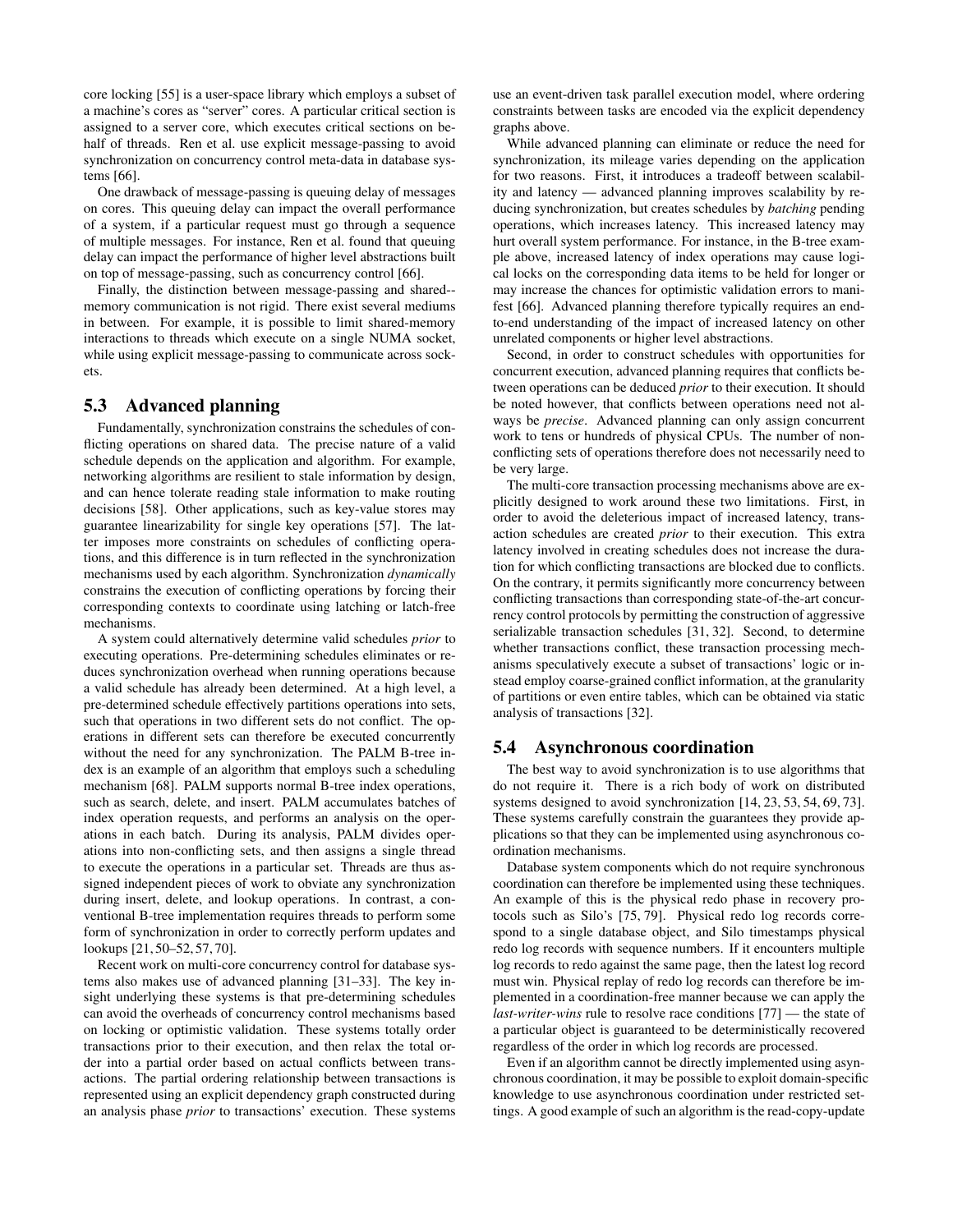core locking [55] is a user-space library which employs a subset of a machine's cores as "server" cores. A particular critical section is assigned to a server core, which executes critical sections on behalf of threads. Ren et al. use explicit message-passing to avoid synchronization on concurrency control meta-data in database systems [66].

One drawback of message-passing is queuing delay of messages on cores. This queuing delay can impact the overall performance of a system, if a particular request must go through a sequence of multiple messages. For instance, Ren et al. found that queuing delay can impact the performance of higher level abstractions built on top of message-passing, such as concurrency control [66].

Finally, the distinction between message-passing and shared-memory communication is not rigid. There exist several mediums in between. For example, it is possible to limit shared-memory interactions to threads which execute on a single NUMA socket, while using explicit message-passing to communicate across sockets.

## 5.3 Advanced planning

Fundamentally, synchronization constrains the schedules of conflicting operations on shared data. The precise nature of a valid schedule depends on the application and algorithm. For example, networking algorithms are resilient to stale information by design, and can hence tolerate reading stale information to make routing decisions [58]. Other applications, such as key-value stores may guarantee linearizability for single key operations [57]. The latter imposes more constraints on schedules of conflicting operations, and this difference is in turn reflected in the synchronization mechanisms used by each algorithm. Synchronization *dynamically* constrains the execution of conflicting operations by forcing their corresponding contexts to coordinate using latching or latch-free mechanisms.

A system could alternatively determine valid schedules *prior* to executing operations. Pre-determining schedules eliminates or reduces synchronization overhead when running operations because a valid schedule has already been determined. At a high level, a pre-determined schedule effectively partitions operations into sets, such that operations in two different sets do not conflict. The operations in different sets can therefore be executed concurrently without the need for any synchronization. The PALM B-tree index is an example of an algorithm that employs such a scheduling mechanism [68]. PALM supports normal B-tree index operations, such as search, delete, and insert. PALM accumulates batches of index operation requests, and performs an analysis on the operations in each batch. During its analysis, PALM divides operations into non-conflicting sets, and then assigns a single thread to execute the operations in a particular set. Threads are thus assigned independent pieces of work to obviate any synchronization during insert, delete, and lookup operations. In contrast, a conventional B-tree implementation requires threads to perform some form of synchronization in order to correctly perform updates and lookups [21, 50–52, 57, 70].

Recent work on multi-core concurrency control for database systems also makes use of advanced planning [31–33]. The key insight underlying these systems is that pre-determining schedules can avoid the overheads of concurrency control mechanisms based on locking or optimistic validation. These systems totally order transactions prior to their execution, and then relax the total order into a partial order based on actual conflicts between transactions. The partial ordering relationship between transactions is represented using an explicit dependency graph constructed during an analysis phase *prior* to transactions' execution. These systems use an event-driven task parallel execution model, where ordering constraints between tasks are encoded via the explicit dependency graphs above.

While advanced planning can eliminate or reduce the need for synchronization, its mileage varies depending on the application for two reasons. First, it introduces a tradeoff between scalability and latency — advanced planning improves scalability by reducing synchronization, but creates schedules by *batching* pending operations, which increases latency. This increased latency may hurt overall system performance. For instance, in the B-tree example above, increased latency of index operations may cause logical locks on the corresponding data items to be held for longer or may increase the chances for optimistic validation errors to manifest [66]. Advanced planning therefore typically requires an end-to-end understanding of the impact of increased latency on other unrelated components or higher level abstractions.

Second, in order to construct schedules with opportunities for concurrent execution, advanced planning requires that conflicts between operations can be deduced *prior* to their execution. It should be noted however, that conflicts between operations need not always be *precise*. Advanced planning can only assign concurrent work to tens or hundreds of physical CPUs. The number of non-conflicting sets of operations therefore does not necessarily need to be very large.

The multi-core transaction processing mechanisms above are explicitly designed to work around these two limitations. First, in order to avoid the deleterious impact of increased latency, transaction schedules are created *prior* to their execution. This extra latency involved in creating schedules does not increase the duration for which conflicting transactions are blocked due to conflicts. On the contrary, it permits significantly more concurrency between conflicting transactions than corresponding state-of-the-art concurrency control protocols by permitting the construction of aggressive serializable transaction schedules [31, 32]. Second, to determine whether transactions conflict, these transaction processing mechanisms speculatively execute a subset of transactions' logic or instead employ coarse-grained conflict information, at the granularity of partitions or even entire tables, which can be obtained via static analysis of transactions [32].

## 5.4 Asynchronous coordination

The best way to avoid synchronization is to use algorithms that do not require it. There is a rich body of work on distributed systems designed to avoid synchronization [14, 23, 53, 54, 69, 73]. These systems carefully constrain the guarantees they provide applications so that they can be implemented using asynchronous coordination mechanisms.

Database system components which do not require synchronous coordination can therefore be implemented using these techniques. An example of this is the physical redo phase in recovery protocols such as Silo's [75, 79]. Physical redo log records correspond to a single database object, and Silo timestamps physical redo log records with sequence numbers. If it encounters multiple log records to redo against the same page, then the latest log record must win. Physical replay of redo log records can therefore be implemented in a coordination-free manner because we can apply the *last-writer-wins* rule to resolve race conditions [77] — the state of a particular object is guaranteed to be deterministically recovered regardless of the order in which log records are processed.

Even if an algorithm cannot be directly implemented using asynchronous coordination, it may be possible to exploit domain-specific knowledge to use asynchronous coordination under restricted settings. A good example of such an algorithm is the read-copy-update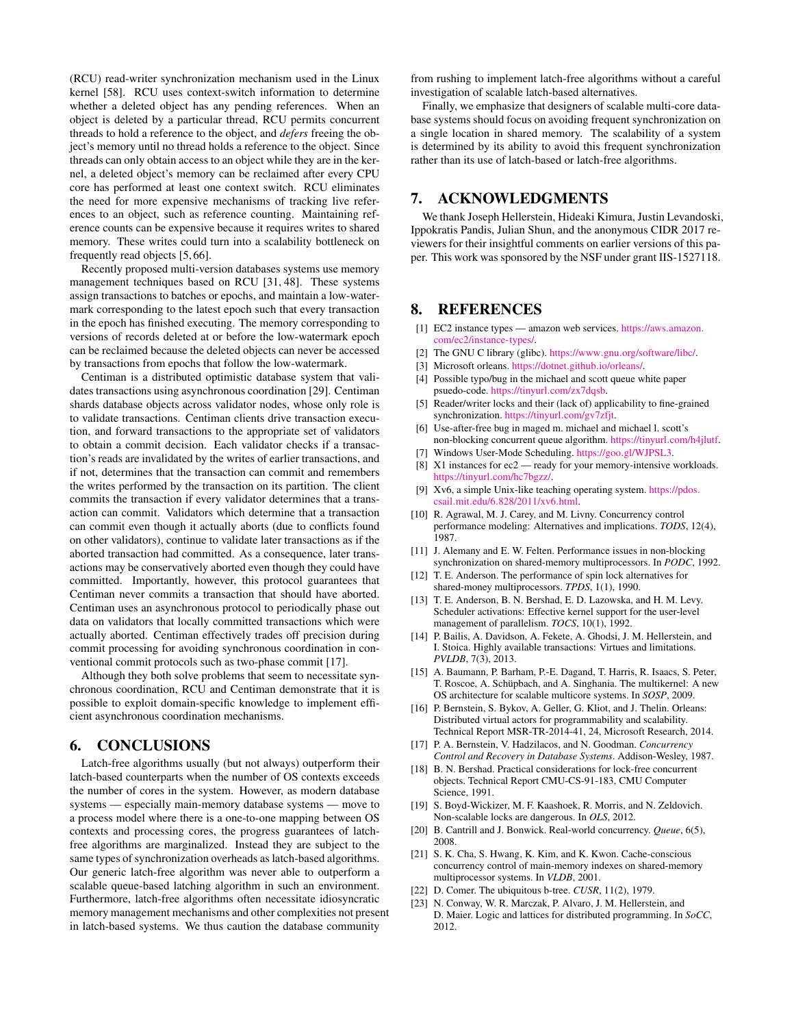(RCU) read-writer synchronization mechanism used in the Linux kernel [58]. RCU uses context-switch information to determine whether a deleted object has any pending references. When an object is deleted by a particular thread, RCU permits concurrent threads to hold a reference to the object, and *defers* freeing the object's memory until no thread holds a reference to the object. Since threads can only obtain access to an object while they are in the kernel, a deleted object's memory can be reclaimed after every CPU core has performed at least one context switch. RCU eliminates the need for more expensive mechanisms of tracking live references to an object, such as reference counting. Maintaining reference counts can be expensive because it requires writes to shared memory. These writes could turn into a scalability bottleneck on frequently read objects [5, 66].

Recently proposed multi-version databases systems use memory management techniques based on RCU [31, 48]. These systems assign transactions to batches or epochs, and maintain a low-watermark corresponding to the latest epoch such that every transaction in the epoch has finished executing. The memory corresponding to versions of records deleted at or before the low-watermark epoch can be reclaimed because the deleted objects can never be accessed by transactions from epochs that follow the low-watermark.

Centiman is a distributed optimistic database system that validates transactions using asynchronous coordination [29]. Centiman shards database objects across validator nodes, whose only role is to validate transactions. Centiman clients drive transaction execution, and forward transactions to the appropriate set of validators to obtain a commit decision. Each validator checks if a transaction's reads are invalidated by the writes of earlier transactions, and if not, determines that the transaction can commit and remembers the writes performed by the transaction on its partition. The client commits the transaction if every validator determines that a transaction can commit. Validators which determine that a transaction can commit even though it actually aborts (due to conflicts found on other validators), continue to validate later transactions as if the aborted transaction had committed. As a consequence, later transactions may be conservatively aborted even though they could have committed. Importantly, however, this protocol guarantees that Centiman never commits a transaction that should have aborted. Centiman uses an asynchronous protocol to periodically phase out data on validators that locally committed transactions which were actually aborted. Centiman effectively trades off precision during commit processing for avoiding synchronous coordination in conventional commit protocols such as two-phase commit [17].

Although they both solve problems that seem to necessitate synchronous coordination, RCU and Centiman demonstrate that it is possible to exploit domain-specific knowledge to implement efficient asynchronous coordination mechanisms.

# 6. CONCLUSIONS

Latch-free algorithms usually (but not always) outperform their latch-based counterparts when the number of OS contexts exceeds the number of cores in the system. However, as modern database systems — especially main-memory database systems — move to a process model where there is a one-to-one mapping between OS contexts and processing cores, the progress guarantees of latch-free algorithms are marginalized. Instead they are subject to the same types of synchronization overheads as latch-based algorithms. Our generic latch-free algorithm was never able to outperform a scalable queue-based latching algorithm in such an environment. Furthermore, latch-free algorithms often necessitate idiosyncratic memory management mechanisms and other complexities not present in latch-based systems. We thus caution the database community from rushing to implement latch-free algorithms without a careful investigation of scalable latch-based alternatives.

Finally, we emphasize that designers of scalable multi-core database systems should focus on avoiding frequent synchronization on a single location in shared memory. The scalability of a system is determined by its ability to avoid this frequent synchronization rather than its use of latch-based or latch-free algorithms.

# 7. ACKNOWLEDGMENTS

We thank Joseph Hellerstein, Hideaki Kimura, Justin Levandoski, Ippokratis Pandis, Julian Shun, and the anonymous CIDR 2017 reviewers for their insightful comments on earlier versions of this paper. This work was sponsored by the NSF under grant IIS-1527118.

# 8. REFERENCES

[1] EC2 instance types — amazon web services. https://aws.amazon.com/ec2/instance-types/.

[2] The GNU C library (glibc). https://www.gnu.org/software/libc/.

[3] Microsoft orleans. https://dotnet.github.io/orleans/.

[4] Possible typo/bug in the michael and scott queue white paper psuedo-code. https://tinyurl.com/zx7dqsb.

[5] Reader/writer locks and their (lack of) applicability to fine-grained synchronization. https://tinyurl.com/gv7zfjt.

[6] Use-after-free bug in maged m. michael and michael l. scott's non-blocking concurrent queue algorithm. https://tinyurl.com/h4jlutf.

[7] Windows User-Mode Scheduling. https://goo.gl/WJPSL3.

[8] X1 instances for ec2 — ready for your memory-intensive workloads. https://tinyurl.com/hc7bgzz/.

[9] Xv6, a simple Unix-like teaching operating system. https://pdos.csail.mit.edu/6.828/2011/xv6.html.

[10] R. Agrawal, M. J. Carey, and M. Livny. Concurrency control performance modeling: Alternatives and implications. *TODS*, 12(4), 1987.

[11] J. Alemany and E. W. Felten. Performance issues in non-blocking synchronization on shared-memory multiprocessors. In *PODC*, 1992.

[12] T. E. Anderson. The performance of spin lock alternatives for shared-money multiprocessors. *TPDS*, 1(1), 1990.

[13] T. E. Anderson, B. N. Bershad, E. D. Lazowska, and H. M. Levy. Scheduler activations: Effective kernel support for the user-level management of parallelism. *TOCS*, 10(1), 1992.

[14] P. Bailis, A. Davidson, A. Fekete, A. Ghodsi, J. M. Hellerstein, and I. Stoica. Highly available transactions: Virtues and limitations. *PVLDB*, 7(3), 2013.

[15] A. Baumann, P. Barham, P.-E. Dagand, T. Harris, R. Isaacs, S. Peter, T. Roscoe, A. Schüpbach, and A. Singhania. The multikernel: A new OS architecture for scalable multicore systems. In *SOSP*, 2009.

[16] P. Bernstein, S. Bykov, A. Geller, G. Kliot, and J. Thelin. Orleans: Distributed virtual actors for programmability and scalability. Technical Report MSR-TR-2014-41, 24, Microsoft Research, 2014.

[17] P. A. Bernstein, V. Hadzilacos, and N. Goodman. *Concurrency Control and Recovery in Database Systems*. Addison-Wesley, 1987.

[18] B. N. Bershad. Practical considerations for lock-free concurrent objects. Technical Report CMU-CS-91-183, CMU Computer Science, 1991.

[19] S. Boyd-Wickizer, M. F. Kaashoek, R. Morris, and N. Zeldovich. Non-scalable locks are dangerous. In *OLS*, 2012.

[20] B. Cantrill and J. Bonwick. Real-world concurrency. *Queue*, 6(5), 2008.

[21] S. K. Cha, S. Hwang, K. Kim, and K. Kwon. Cache-conscious concurrency control of main-memory indexes on shared-memory multiprocessor systems. In *VLDB*, 2001.

[22] D. Comer. The ubiquitous b-tree. *CUSR*, 11(2), 1979.

[23] N. Conway, W. R. Marczak, P. Alvaro, J. M. Hellerstein, and D. Maier. Logic and lattices for distributed programming. In *SoCC*, 2012.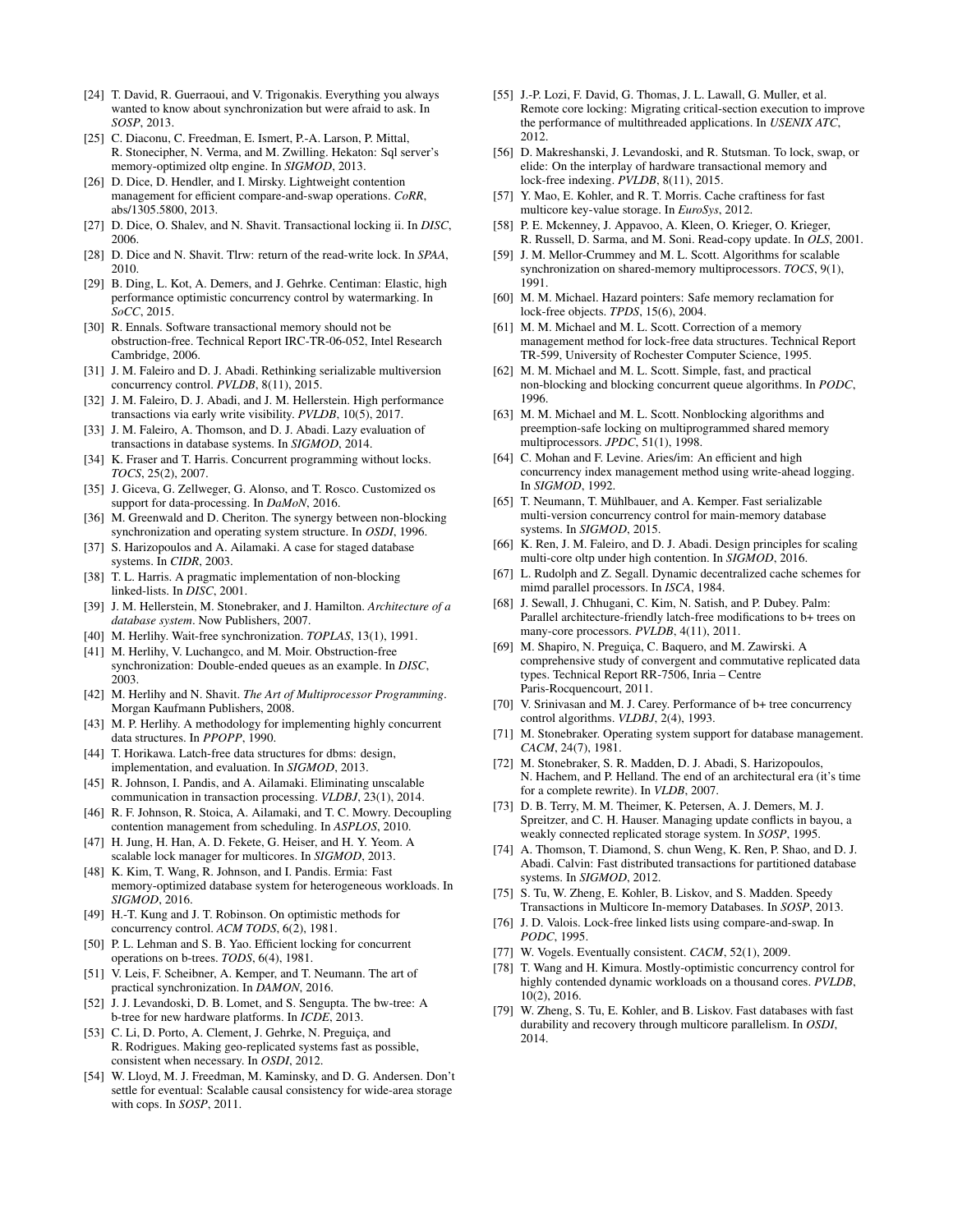[24] T. David, R. Guerraoui, and V. Trigonakis. Everything you always wanted to know about synchronization but were afraid to ask. In *SOSP*, 2013.

[25] C. Diaconu, C. Freedman, E. Ismert, P.-A. Larson, P. Mittal, R. Stonecipher, N. Verma, and M. Zwilling. Hekaton: Sql server's memory-optimized oltp engine. In *SIGMOD*, 2013.

[26] D. Dice, D. Hendler, and I. Mirsky. Lightweight contention management for efficient compare-and-swap operations. *CoRR*, abs/1305.5800, 2013.

[27] D. Dice, O. Shalev, and N. Shavit. Transactional locking ii. In *DISC*, 2006.

[28] D. Dice and N. Shavit. Tlrw: return of the read-write lock. In *SPAA*, 2010.

[29] B. Ding, L. Kot, A. Demers, and J. Gehrke. Centiman: Elastic, high performance optimistic concurrency control by watermarking. In *SoCC*, 2015.

[30] R. Ennals. Software transactional memory should not be obstruction-free. Technical Report IRC-TR-06-052, Intel Research Cambridge, 2006.

[31] J. M. Faleiro and D. J. Abadi. Rethinking serializable multiversion concurrency control. *PVLDB*, 8(11), 2015.

[32] J. M. Faleiro, D. J. Abadi, and J. M. Hellerstein. High performance transactions via early write visibility. *PVLDB*, 10(5), 2017.

[33] J. M. Faleiro, A. Thomson, and D. J. Abadi. Lazy evaluation of transactions in database systems. In *SIGMOD*, 2014.

[34] K. Fraser and T. Harris. Concurrent programming without locks. *TOCS*, 25(2), 2007.

[35] J. Giceva, G. Zellweger, G. Alonso, and T. Rosco. Customized os support for data-processing. In *DaMoN*, 2016.

[36] M. Greenwald and D. Cheriton. The synergy between non-blocking synchronization and operating system structure. In *OSDI*, 1996.

[37] S. Harizopoulos and A. Ailamaki. A case for staged database systems. In *CIDR*, 2003.

[38] T. L. Harris. A pragmatic implementation of non-blocking linked-lists. In *DISC*, 2001.

[39] J. M. Hellerstein, M. Stonebraker, and J. Hamilton. *Architecture of a database system*. Now Publishers, 2007.

[40] M. Herlihy. Wait-free synchronization. *TOPLAS*, 13(1), 1991.

[41] M. Herlihy, V. Luchangco, and M. Moir. Obstruction-free synchronization: Double-ended queues as an example. In *DISC*, 2003.

[42] M. Herlihy and N. Shavit. *The Art of Multiprocessor Programming*. Morgan Kaufmann Publishers, 2008.

[43] M. P. Herlihy. A methodology for implementing highly concurrent data structures. In *PPOPP*, 1990.

[44] T. Horikawa. Latch-free data structures for dbms: design, implementation, and evaluation. In *SIGMOD*, 2013.

[45] R. Johnson, I. Pandis, and A. Ailamaki. Eliminating unscalable communication in transaction processing. *VLDBJ*, 23(1), 2014.

[46] R. F. Johnson, R. Stoica, A. Ailamaki, and T. C. Mowry. Decoupling contention management from scheduling. In *ASPLOS*, 2010.

[47] H. Jung, H. Han, A. D. Fekete, G. Heiser, and H. Y. Yeom. A scalable lock manager for multicores. In *SIGMOD*, 2013.

[48] K. Kim, T. Wang, R. Johnson, and I. Pandis. Ermia: Fast memory-optimized database system for heterogeneous workloads. In *SIGMOD*, 2016.

[49] H.-T. Kung and J. T. Robinson. On optimistic methods for concurrency control. *ACM TODS*, 6(2), 1981.

[50] P. L. Lehman and S. B. Yao. Efficient locking for concurrent operations on b-trees. *TODS*, 6(4), 1981.

[51] V. Leis, F. Scheibner, A. Kemper, and T. Neumann. The art of practical synchronization. In *DAMON*, 2016.

[52] J. J. Levandoski, D. B. Lomet, and S. Sengupta. The bw-tree: A b-tree for new hardware platforms. In *ICDE*, 2013.

[53] C. Li, D. Porto, A. Clement, J. Gehrke, N. Preguiça, and R. Rodrigues. Making geo-replicated systems fast as possible, consistent when necessary. In *OSDI*, 2012.

[54] W. Lloyd, M. J. Freedman, M. Kaminsky, and D. G. Andersen. Don't settle for eventual: Scalable causal consistency for wide-area storage with cops. In *SOSP*, 2011.

[55] J.-P. Lozi, F. David, G. Thomas, J. L. Lawall, G. Muller, et al. Remote core locking: Migrating critical-section execution to improve the performance of multithreaded applications. In *USENIX ATC*, 2012.

[56] D. Makreshanski, J. Levandoski, and R. Stutsman. To lock, swap, or elide: On the interplay of hardware transactional memory and lock-free indexing. *PVLDB*, 8(11), 2015.

[57] Y. Mao, E. Kohler, and R. T. Morris. Cache craftiness for fast multicore key-value storage. In *EuroSys*, 2012.

[58] P. E. Mckenney, J. Appavoo, A. Kleen, O. Krieger, O. Krieger, R. Russell, D. Sarma, and M. Soni. Read-copy update. In *OLS*, 2001.

[59] J. M. Mellor-Crummey and M. L. Scott. Algorithms for scalable synchronization on shared-memory multiprocessors. *TOCS*, 9(1), 1991.

[60] M. M. Michael. Hazard pointers: Safe memory reclamation for lock-free objects. *TPDS*, 15(6), 2004.

[61] M. M. Michael and M. L. Scott. Correction of a memory management method for lock-free data structures. Technical Report TR-599, University of Rochester Computer Science, 1995.

[62] M. M. Michael and M. L. Scott. Simple, fast, and practical non-blocking and blocking concurrent queue algorithms. In *PODC*, 1996.

[63] M. M. Michael and M. L. Scott. Nonblocking algorithms and preemption-safe locking on multiprogrammed shared memory multiprocessors. *JPDC*, 51(1), 1998.

[64] C. Mohan and F. Levine. Aries/im: An efficient and high concurrency index management method using write-ahead logging. In *SIGMOD*, 1992.

[65] T. Neumann, T. Mühlbauer, and A. Kemper. Fast serializable multi-version concurrency control for main-memory database systems. In *SIGMOD*, 2015.

[66] K. Ren, J. M. Faleiro, and D. J. Abadi. Design principles for scaling multi-core oltp under high contention. In *SIGMOD*, 2016.

[67] L. Rudolph and Z. Segall. Dynamic decentralized cache schemes for mimd parallel processors. In *ISCA*, 1984.

[68] J. Sewall, J. Chhugani, C. Kim, N. Satish, and P. Dubey. Palm: Parallel architecture-friendly latch-free modifications to b+ trees on many-core processors. *PVLDB*, 4(11), 2011.

[69] M. Shapiro, N. Preguiça, C. Baquero, and M. Zawirski. A comprehensive study of convergent and commutative replicated data types. Technical Report RR-7506, Inria – Centre Paris-Rocquencourt, 2011.

[70] V. Srinivasan and M. J. Carey. Performance of b+ tree concurrency control algorithms. *VLDBJ*, 2(4), 1993.

[71] M. Stonebraker. Operating system support for database management. *CACM*, 24(7), 1981.

[72] M. Stonebraker, S. R. Madden, D. J. Abadi, S. Harizopoulos, N. Hachem, and P. Helland. The end of an architectural era (it's time for a complete rewrite). In *VLDB*, 2007.

[73] D. B. Terry, M. M. Theimer, K. Petersen, A. J. Demers, M. J. Spreitzer, and C. H. Hauser. Managing update conflicts in bayou, a weakly connected replicated storage system. In *SOSP*, 1995.

[74] A. Thomson, T. Diamond, S. chun Weng, K. Ren, P. Shao, and D. J. Abadi. Calvin: Fast distributed transactions for partitioned database systems. In *SIGMOD*, 2012.

[75] S. Tu, W. Zheng, E. Kohler, B. Liskov, and S. Madden. Speedy Transactions in Multicore In-memory Databases. In *SOSP*, 2013.

[76] J. D. Valois. Lock-free linked lists using compare-and-swap. In *PODC*, 1995.

[77] W. Vogels. Eventually consistent. *CACM*, 52(1), 2009.

[78] T. Wang and H. Kimura. Mostly-optimistic concurrency control for highly contended dynamic workloads on a thousand cores. *PVLDB*, 10(2), 2016.

[79] W. Zheng, S. Tu, E. Kohler, and B. Liskov. Fast databases with fast durability and recovery through multicore parallelism. In *OSDI*, 2014.